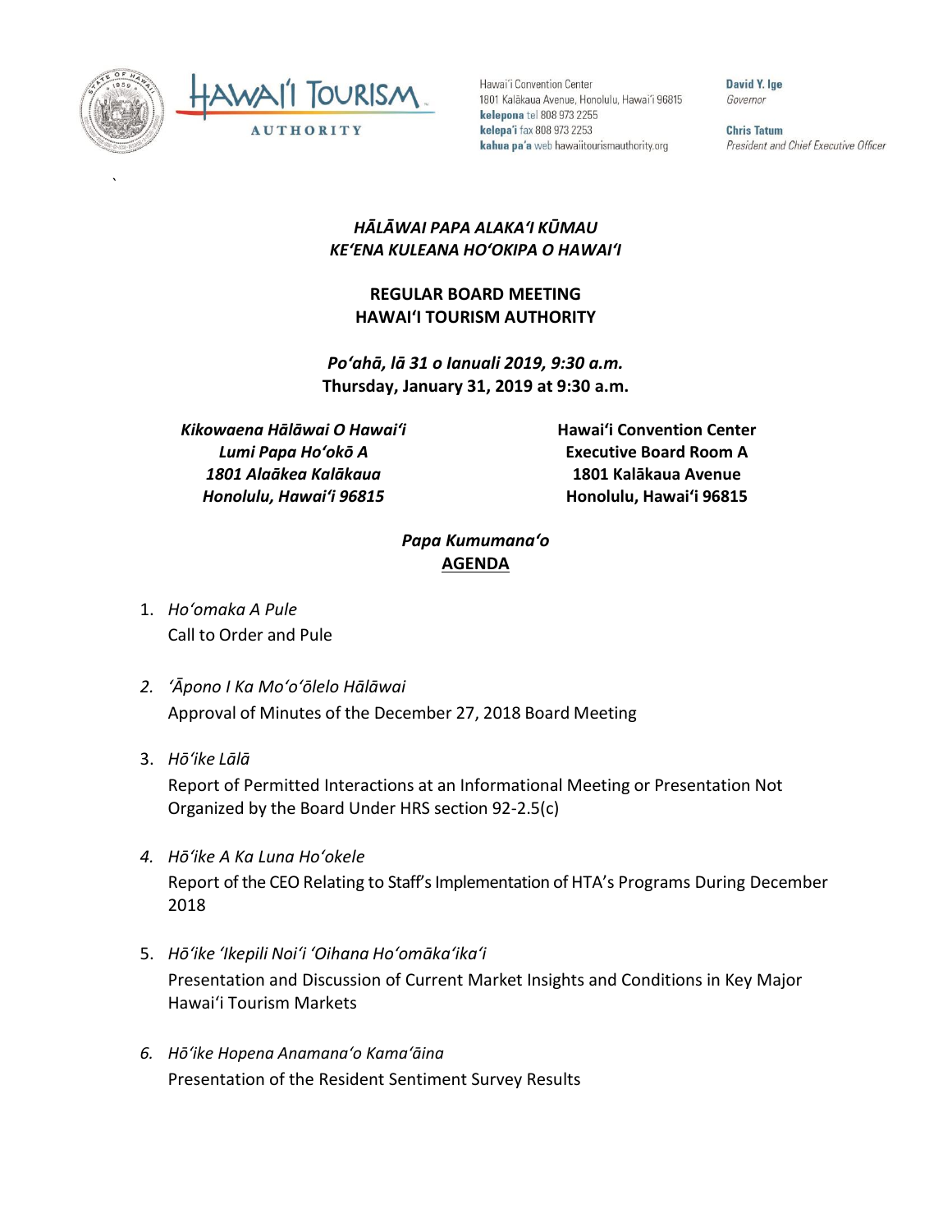Hawai'i Convention Center
1801 Kalākaua Avenue, Honolulu, Hawai'i 96815
**kelepona** tel 808 973 2255
**kelepa'i** fax 808 973 2253
**kahua pa'a** web hawaiitourismauthority.org

**David Y. Ige**
*Governor*

**Chris Tatum**
*President and Chief Executive Officer*

***HĀLĀWAI PAPA ALAKAʻI KŪMAU***
***KEʻENA KULEANA HOʻOKIPA O HAWAIʻI***

**REGULAR BOARD MEETING**
**HAWAIʻI TOURISM AUTHORITY**

***Poʻahā, lā 31 o Ianuali 2019, 9:30 a.m.***
**Thursday, January 31, 2019 at 9:30 a.m.**

***Kikowaena Hālāwai O Hawaiʻi***
***Lumi Papa Hoʻokō A***
***1801 Alaākea Kalākaua***
***Honolulu, Hawaiʻi 96815***

**Hawaiʻi Convention Center**
**Executive Board Room A**
**1801 Kalākaua Avenue**
**Honolulu, Hawaiʻi 96815**

***Papa Kumumanaʻo***
**AGENDA**

1. *Hoʻomaka A Pule*
   Call to Order and Pule

2. *ʻĀpono I Ka Moʻoʻōlelo Hālāwai*
   Approval of Minutes of the December 27, 2018 Board Meeting

3. *Hōʻike Lālā*
   Report of Permitted Interactions at an Informational Meeting or Presentation Not Organized by the Board Under HRS section 92-2.5(c)

4. *Hōʻike A Ka Luna Hoʻokele*
   Report of the CEO Relating to Staff's Implementation of HTA's Programs During December 2018

5. *Hōʻike ʻIkepili Noiʻi ʻOihana Hoʻomākaʻikaʻi*
   Presentation and Discussion of Current Market Insights and Conditions in Key Major Hawaiʻi Tourism Markets

6. *Hōʻike Hopena Anamanaʻo Kamaʻāina*
   Presentation of the Resident Sentiment Survey Results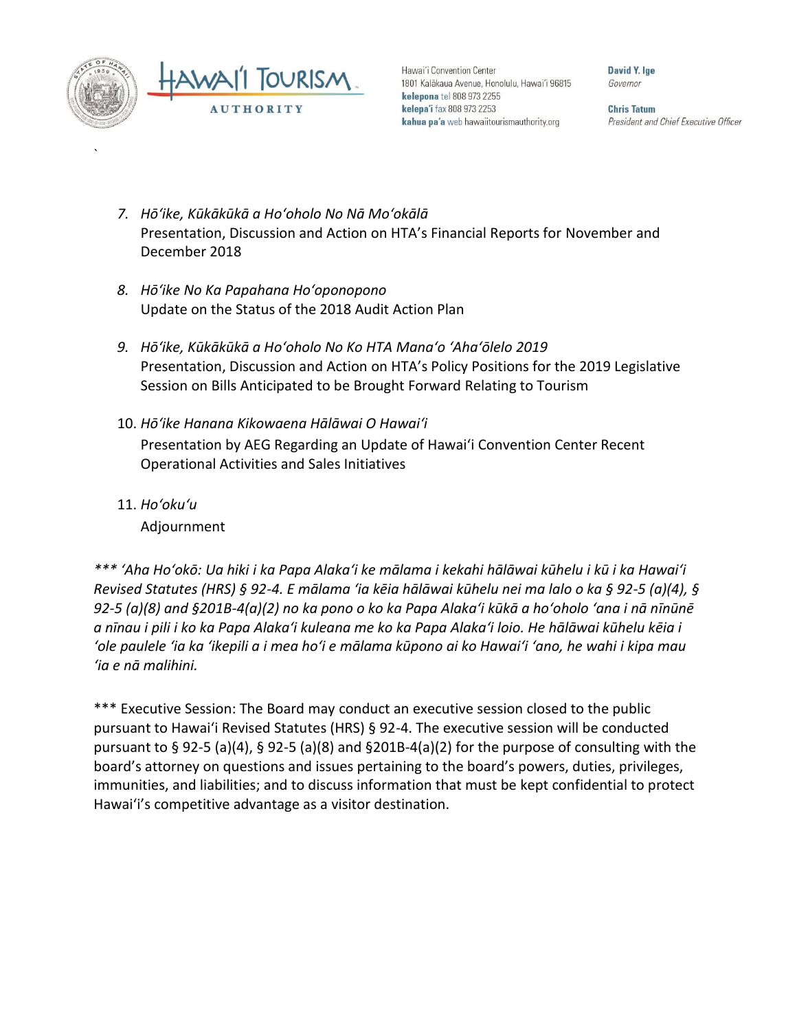7. *Hōʻike, Kūkākūkā a Hoʻoholo No Nā Moʻokālā*
   Presentation, Discussion and Action on HTA's Financial Reports for November and December 2018

8. *Hōʻike No Ka Papahana Hoʻoponopono*
   Update on the Status of the 2018 Audit Action Plan

9. *Hōʻike, Kūkākūkā a Hoʻoholo No Ko HTA Manaʻo ʻAhaʻōlelo 2019*
   Presentation, Discussion and Action on HTA's Policy Positions for the 2019 Legislative Session on Bills Anticipated to be Brought Forward Relating to Tourism

10. *Hōʻike Hanana Kikowaena Hālāwai O Hawaiʻi*
    Presentation by AEG Regarding an Update of Hawaiʻi Convention Center Recent Operational Activities and Sales Initiatives

11. *Hoʻokuʻu*
    Adjournment

*\*\*\* ʻAha Hoʻokō: Ua hiki i ka Papa Alakaʻi ke mālama i kekahi hālāwai kūhelu i kū i ka Hawaiʻi Revised Statutes (HRS) § 92-4. E mālama ʻia kēia hālāwai kūhelu nei ma lalo o ka § 92-5 (a)(4), § 92-5 (a)(8) and §201B-4(a)(2) no ka pono o ko ka Papa Alakaʻi kūkā a hoʻoholo ʻana i nā nīnūnē a nīnau i pili i ko ka Papa Alakaʻi kuleana me ko ka Papa Alakaʻi loio. He hālāwai kūhelu kēia i ʻole paulele ʻia ka ʻikepili a i mea hoʻi e mālama kūpono ai ko Hawaiʻi ʻano, he wahi i kipa mau ʻia e nā malihini.*

\*\*\* Executive Session: The Board may conduct an executive session closed to the public pursuant to Hawaiʻi Revised Statutes (HRS) § 92-4. The executive session will be conducted pursuant to § 92-5 (a)(4), § 92-5 (a)(8) and §201B-4(a)(2) for the purpose of consulting with the board's attorney on questions and issues pertaining to the board's powers, duties, privileges, immunities, and liabilities; and to discuss information that must be kept confidential to protect Hawaiʻi's competitive advantage as a visitor destination.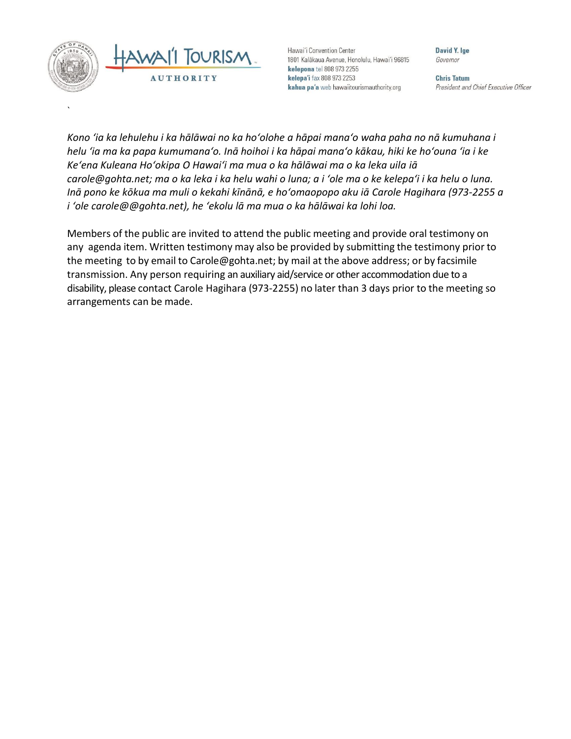Hawaiʻi Convention Center
1801 Kalākaua Avenue, Honolulu, Hawaiʻi 96815
**kelepona** tel 808 973 2255
**kelepaʻi** fax 808 973 2253
**kahua paʻa** web hawaiitourismauthority.org

**David Y. Ige**
*Governor*

**Chris Tatum**
*President and Chief Executive Officer*

`

*Kono ʻia ka lehulehu i ka hālāwai no ka hoʻolohe a hāpai manaʻo waha paha no nā kumuhana i helu ʻia ma ka papa kumumanaʻo. Inā hoihoi i ka hāpai manaʻo kākau, hiki ke hoʻouna ʻia i ke Keʻena Kuleana Hoʻokipa O Hawaiʻi ma mua o ka hālāwai ma o ka leka uila iā carole@gohta.net; ma o ka leka i ka helu wahi o luna; a i ʻole ma o ke kelepaʻi i ka helu o luna. Inā pono ke kōkua ma muli o kekahi kīnānā, e hoʻomaopopo aku iā Carole Hagihara (973-2255 a i ʻole carole@@gohta.net), he ʻekolu lā ma mua o ka hālāwai ka lohi loa.*

Members of the public are invited to attend the public meeting and provide oral testimony on any agenda item. Written testimony may also be provided by submitting the testimony prior to the meeting to by email to Carole@gohta.net; by mail at the above address; or by facsimile transmission. Any person requiring an auxiliary aid/service or other accommodation due to a disability, please contact Carole Hagihara (973-2255) no later than 3 days prior to the meeting so arrangements can be made.